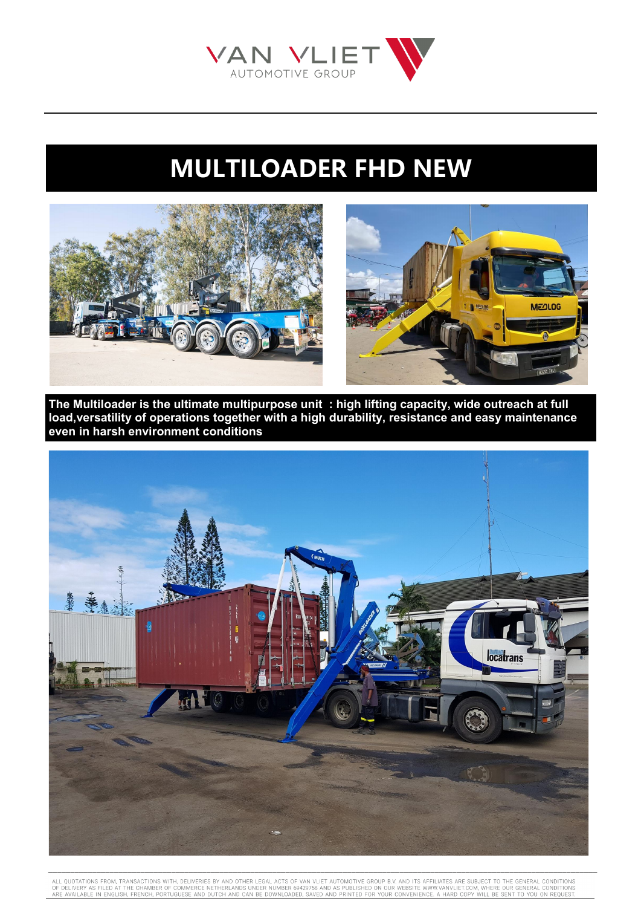# MULTILOADER FHD NEW

**The Multiloader is the ultimate multipurpose unit : high lifting capacity, wide outreach at full load,versatility of operations together with a high durability, resistance and easy maintenance even in harsh environment conditions**

ALL QUOTATIONS FROM, TRANSACTIONS WITH, DELIVERIES BY AND OTHER LEGAL ACTS OF VAN VLIET AUTOMOTIVE GROUP B.V. AND ITS AFFILIATES ARE SUBJECT TO THE GENERAL CONDITIONS OF DELIVERY AS FILED AT THE CHAMBER OF COMMERCE NETHERLANDS UNDER NUMBER 69429758 AND AS PUBLISHED ON OUR WEBSITE WWW.VANVLIET.COM, WHERE OUR GENERAL CONDITIONS ARE AVAILABLE IN ENGLISH, FRENCH, PORTUGUESE AND DUTCH AND CAN BE DOWNLOADED, SAVED AND PRINTED FOR YOUR CONVENIENCE. A HARD COPY WILL BE SENT TO YOU ON REQUEST.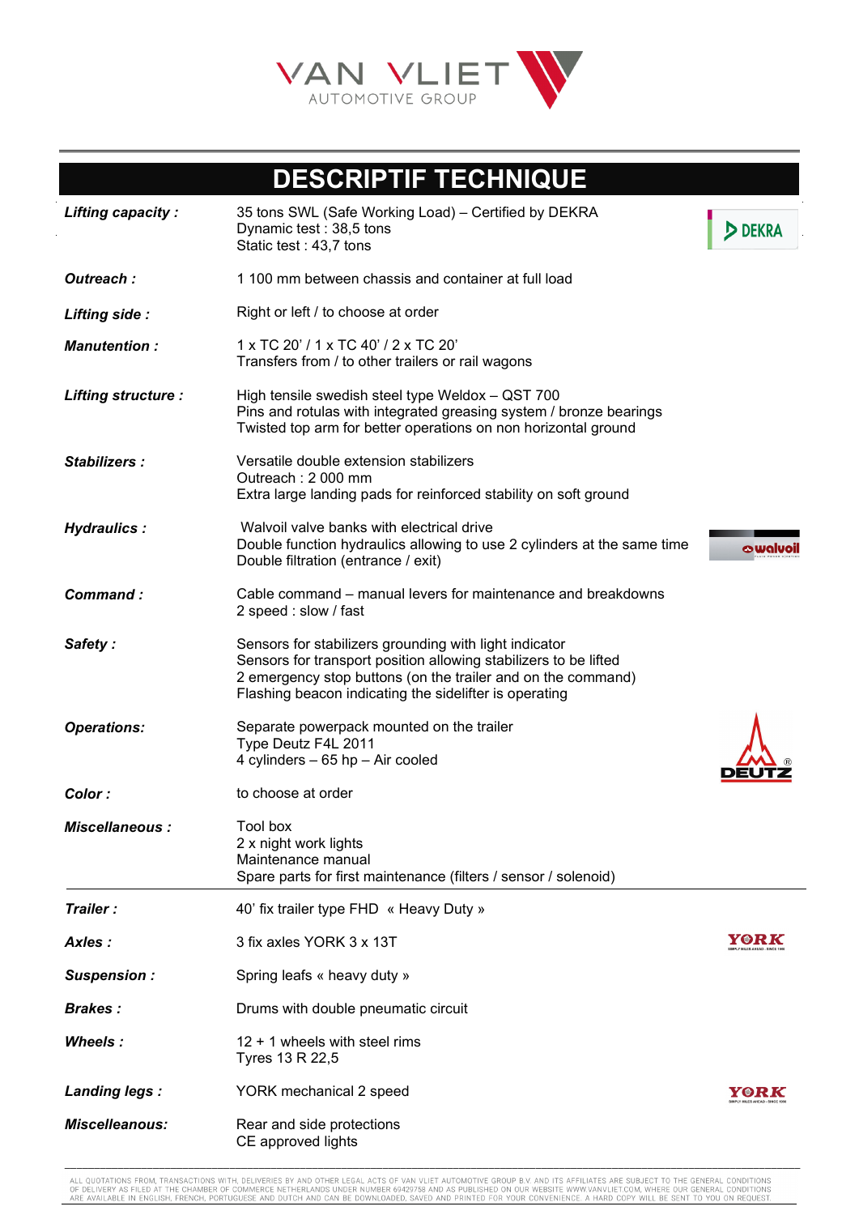VAN VLIET
AUTOMOTIVE GROUP

# DESCRIPTIF TECHNIQUE

| | |
|---|---|
| ***Lifting capacity :*** | 35 tons SWL (Safe Working Load) – Certified by DEKRA<br>Dynamic test : 38,5 tons<br>Static test : 43,7 tons |
| ***Outreach :*** | 1 100 mm between chassis and container at full load |
| ***Lifting side :*** | Right or left / to choose at order |
| ***Manutention :*** | 1 x TC 20' / 1 x TC 40' / 2 x TC 20'<br>Transfers from / to other trailers or rail wagons |
| ***Lifting structure :*** | High tensile swedish steel type Weldox – QST 700<br>Pins and rotulas with integrated greasing system / bronze bearings<br>Twisted top arm for better operations on non horizontal ground |
| ***Stabilizers :*** | Versatile double extension stabilizers<br>Outreach : 2 000 mm<br>Extra large landing pads for reinforced stability on soft ground |
| ***Hydraulics :*** | Walvoil valve banks with electrical drive<br>Double function hydraulics allowing to use 2 cylinders at the same time<br>Double filtration (entrance / exit) |
| ***Command :*** | Cable command – manual levers for maintenance and breakdowns<br>2 speed : slow / fast |
| ***Safety :*** | Sensors for stabilizers grounding with light indicator<br>Sensors for transport position allowing stabilizers to be lifted<br>2 emergency stop buttons (on the trailer and on the command)<br>Flashing beacon indicating the sidelifter is operating |
| ***Operations:*** | Separate powerpack mounted on the trailer<br>Type Deutz F4L 2011<br>4 cylinders – 65 hp – Air cooled |
| ***Color :*** | to choose at order |
| ***Miscellaneous :*** | Tool box<br>2 x night work lights<br>Maintenance manual<br>Spare parts for first maintenance (filters / sensor / solenoid) |

| | |
|---|---|
| ***Trailer :*** | 40' fix trailer type FHD « Heavy Duty » |
| ***Axles :*** | 3 fix axles YORK 3 x 13T |
| ***Suspension :*** | Spring leafs « heavy duty » |
| ***Brakes :*** | Drums with double pneumatic circuit |
| ***Wheels :*** | 12 + 1 wheels with steel rims<br>Tyres 13 R 22,5 |
| ***Landing legs :*** | YORK mechanical 2 speed |
| ***Miscelleanous:*** | Rear and side protections<br>CE approved lights |

ALL QUOTATIONS FROM, TRANSACTIONS WITH, DELIVERIES BY AND OTHER LEGAL ACTS OF VAN VLIET AUTOMOTIVE GROUP B.V. AND ITS AFFILIATES ARE SUBJECT TO THE GENERAL CONDITIONS OF DELIVERY AS FILED AT THE CHAMBER OF COMMERCE NETHERLANDS UNDER NUMBER 69429758 AND AS PUBLISHED ON OUR WEBSITE WWW.VANVLIET.COM, WHERE OUR GENERAL CONDITIONS ARE AVAILABLE IN ENGLISH, FRENCH, PORTUGUESE AND DUTCH AND CAN BE DOWNLOADED, SAVED AND PRINTED FOR YOUR CONVENIENCE. A HARD COPY WILL BE SENT TO YOU ON REQUEST.